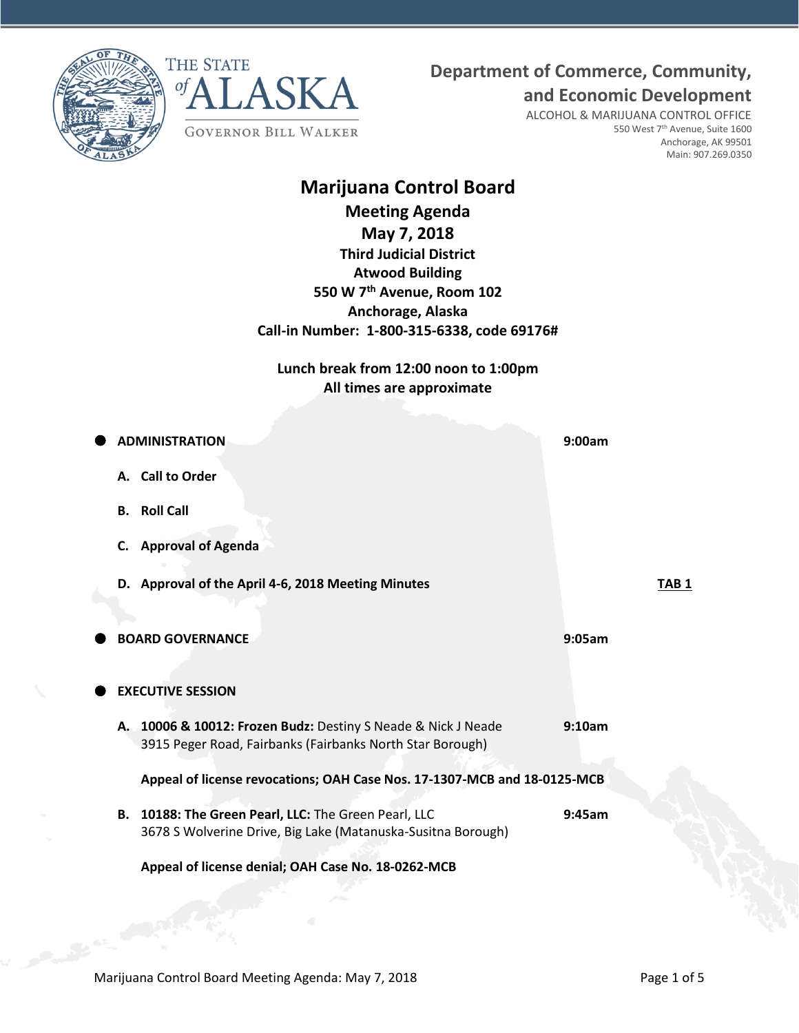THE STATE of ALASKA

GOVERNOR BILL WALKER

**Department of Commerce, Community, and Economic Development**

ALCOHOL & MARIJUANA CONTROL OFFICE
550 West 7th Avenue, Suite 1600
Anchorage, AK 99501
Main: 907.269.0350

# Marijuana Control Board

## Meeting Agenda
## May 7, 2018

**Third Judicial District**
**Atwood Building**
**550 W 7th Avenue, Room 102**
**Anchorage, Alaska**
**Call-in Number: 1-800-315-6338, code 69176#**

**Lunch break from 12:00 noon to 1:00pm**
**All times are approximate**

- **ADMINISTRATION** — **9:00am**

  **A. Call to Order**

  **B. Roll Call**

  **C. Approval of Agenda**

  **D. Approval of the April 4-6, 2018 Meeting Minutes** — **TAB 1**

- **BOARD GOVERNANCE** — **9:05am**

- **EXECUTIVE SESSION**

  **A. 10006 & 10012: Frozen Budz:** Destiny S Neade & Nick J Neade — **9:10am**
  3915 Peger Road, Fairbanks (Fairbanks North Star Borough)

  **Appeal of license revocations; OAH Case Nos. 17-1307-MCB and 18-0125-MCB**

  **B. 10188: The Green Pearl, LLC:** The Green Pearl, LLC — **9:45am**
  3678 S Wolverine Drive, Big Lake (Matanuska-Susitna Borough)

  **Appeal of license denial; OAH Case No. 18-0262-MCB**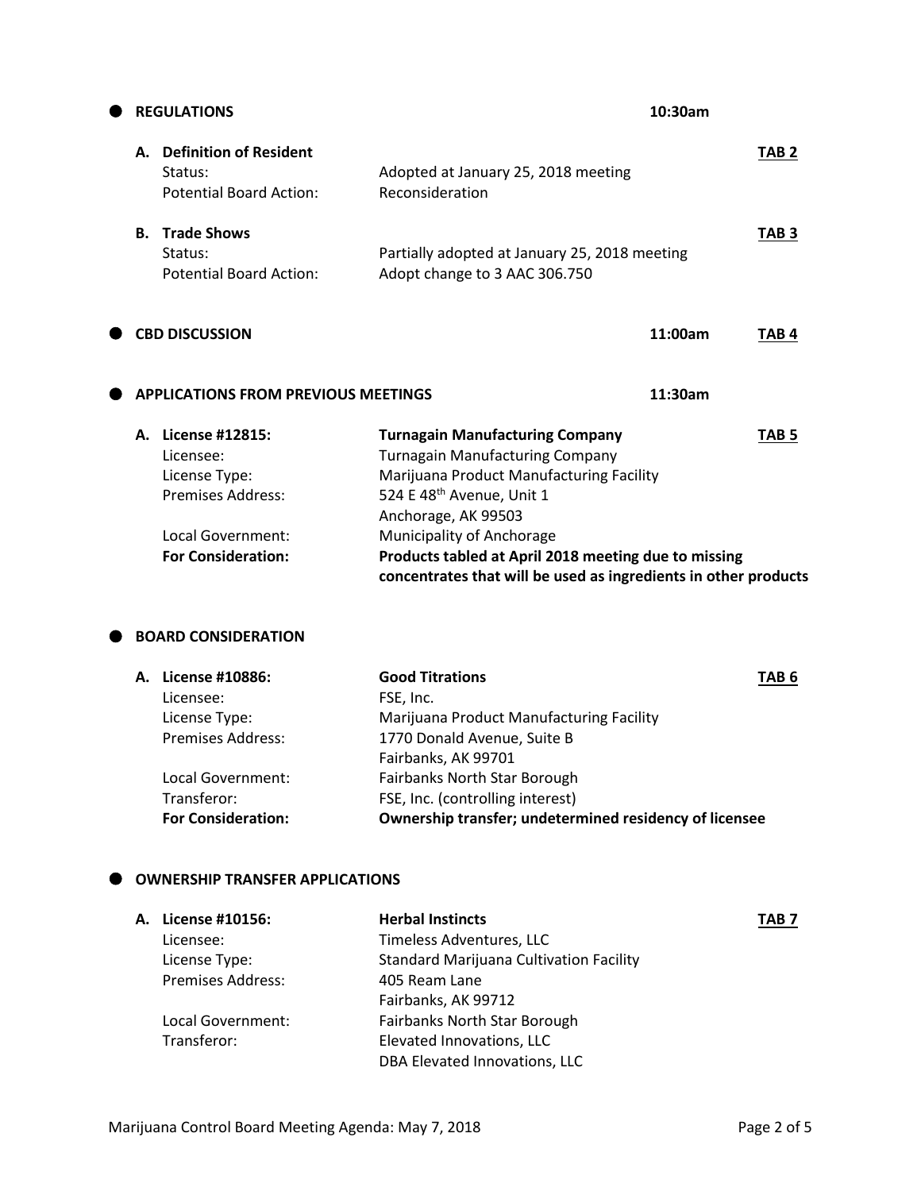## REGULATIONS — 10:30am

**A. Definition of Resident** — **TAB 2**

| | |
|---|---|
| Status: | Adopted at January 25, 2018 meeting |
| Potential Board Action: | Reconsideration |

**B. Trade Shows** — **TAB 3**

| | |
|---|---|
| Status: | Partially adopted at January 25, 2018 meeting |
| Potential Board Action: | Adopt change to 3 AAC 306.750 |

## CBD DISCUSSION — 11:00am — TAB 4

## APPLICATIONS FROM PREVIOUS MEETINGS — 11:30am

**A. License #12815: Turnagain Manufacturing Company** — **TAB 5**

| | |
|---|---|
| Licensee: | Turnagain Manufacturing Company |
| License Type: | Marijuana Product Manufacturing Facility |
| Premises Address: | 524 E 48th Avenue, Unit 1<br>Anchorage, AK 99503 |
| Local Government: | Municipality of Anchorage |
| **For Consideration:** | **Products tabled at April 2018 meeting due to missing concentrates that will be used as ingredients in other products** |

## BOARD CONSIDERATION

**A. License #10886: Good Titrations** — **TAB 6**

| | |
|---|---|
| Licensee: | FSE, Inc. |
| License Type: | Marijuana Product Manufacturing Facility |
| Premises Address: | 1770 Donald Avenue, Suite B<br>Fairbanks, AK 99701 |
| Local Government: | Fairbanks North Star Borough |
| Transferor: | FSE, Inc. (controlling interest) |
| **For Consideration:** | **Ownership transfer; undetermined residency of licensee** |

## OWNERSHIP TRANSFER APPLICATIONS

**A. License #10156: Herbal Instincts** — **TAB 7**

| | |
|---|---|
| Licensee: | Timeless Adventures, LLC |
| License Type: | Standard Marijuana Cultivation Facility |
| Premises Address: | 405 Ream Lane<br>Fairbanks, AK 99712 |
| Local Government: | Fairbanks North Star Borough |
| Transferor: | Elevated Innovations, LLC<br>DBA Elevated Innovations, LLC |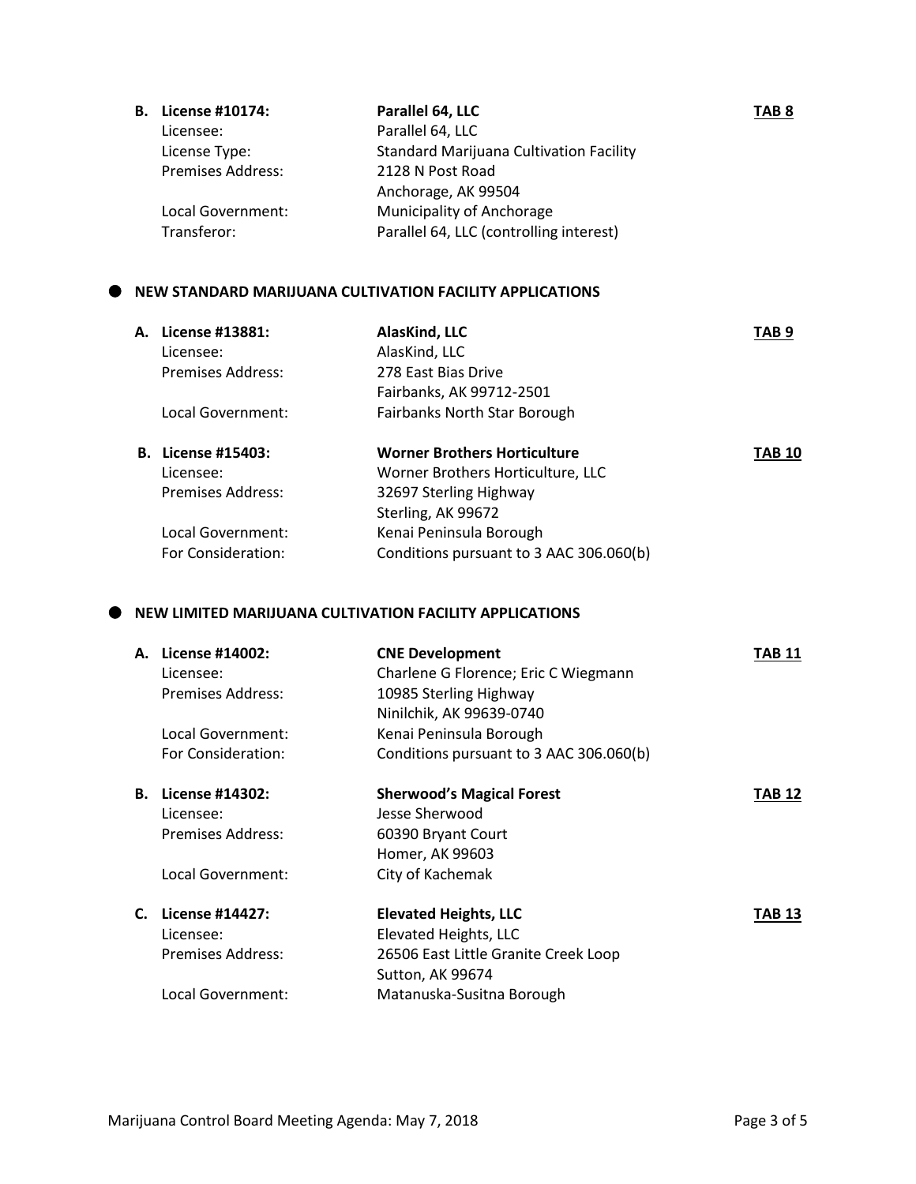**B. License #10174: Parallel 64, LLC** **TAB 8**

| | | |
|---|---|---|
| Licensee: | Parallel 64, LLC | |
| License Type: | Standard Marijuana Cultivation Facility | |
| Premises Address: | 2128 N Post Road<br>Anchorage, AK 99504 | |
| Local Government: | Municipality of Anchorage | |
| Transferor: | Parallel 64, LLC (controlling interest) | |

- **NEW STANDARD MARIJUANA CULTIVATION FACILITY APPLICATIONS**

**A. License #13881: AlasKind, LLC** **TAB 9**

| | |
|---|---|
| Licensee: | AlasKind, LLC |
| Premises Address: | 278 East Bias Drive<br>Fairbanks, AK 99712-2501 |
| Local Government: | Fairbanks North Star Borough |

**B. License #15403: Worner Brothers Horticulture** **TAB 10**

| | |
|---|---|
| Licensee: | Worner Brothers Horticulture, LLC |
| Premises Address: | 32697 Sterling Highway<br>Sterling, AK 99672 |
| Local Government: | Kenai Peninsula Borough |
| For Consideration: | Conditions pursuant to 3 AAC 306.060(b) |

- **NEW LIMITED MARIJUANA CULTIVATION FACILITY APPLICATIONS**

**A. License #14002: CNE Development** **TAB 11**

| | |
|---|---|
| Licensee: | Charlene G Florence; Eric C Wiegmann |
| Premises Address: | 10985 Sterling Highway<br>Ninilchik, AK 99639-0740 |
| Local Government: | Kenai Peninsula Borough |
| For Consideration: | Conditions pursuant to 3 AAC 306.060(b) |

**B. License #14302: Sherwood's Magical Forest** **TAB 12**

| | |
|---|---|
| Licensee: | Jesse Sherwood |
| Premises Address: | 60390 Bryant Court<br>Homer, AK 99603 |
| Local Government: | City of Kachemak |

**C. License #14427: Elevated Heights, LLC** **TAB 13**

| | |
|---|---|
| Licensee: | Elevated Heights, LLC |
| Premises Address: | 26506 East Little Granite Creek Loop<br>Sutton, AK 99674 |
| Local Government: | Matanuska-Susitna Borough |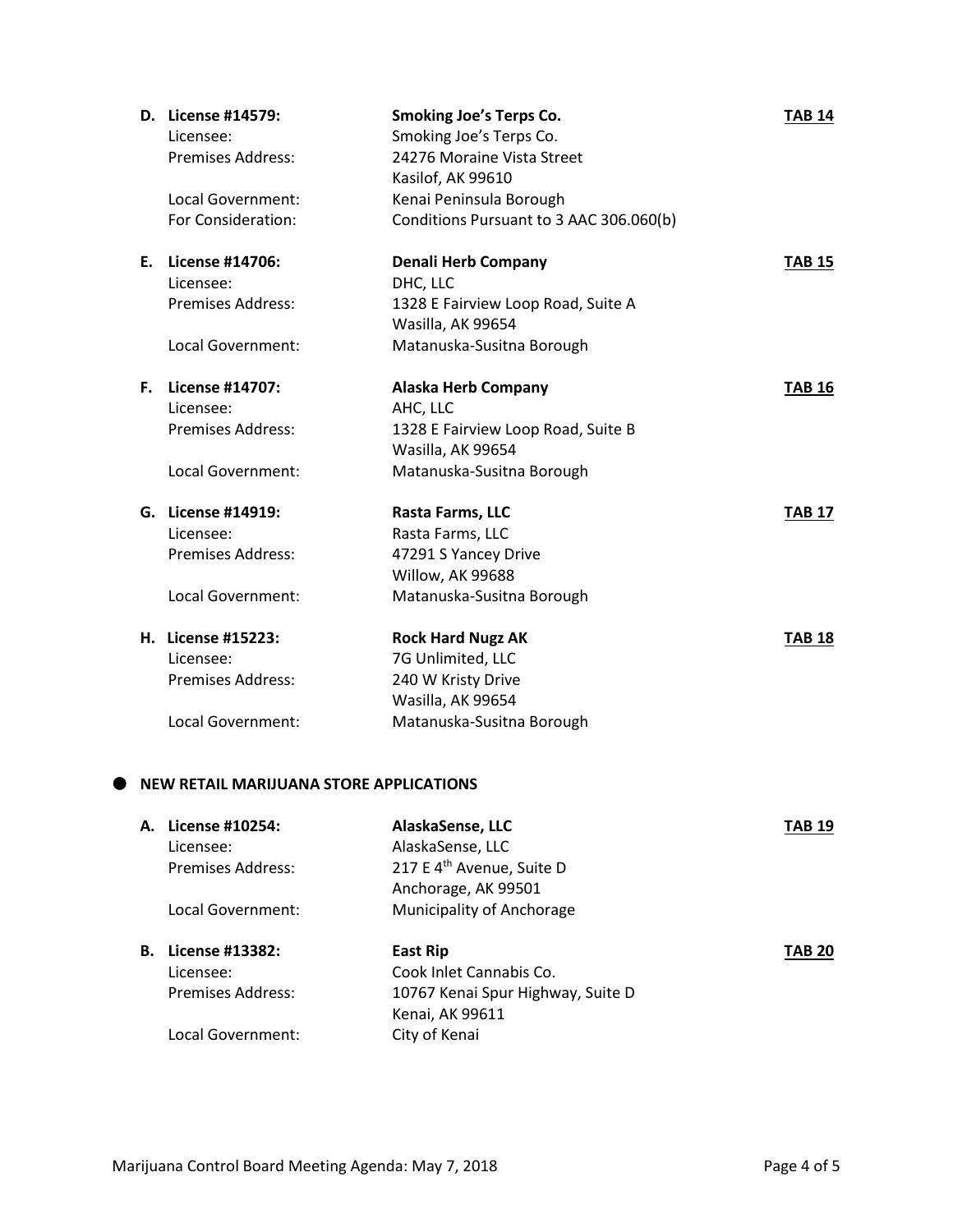**D. License #14579:** **Smoking Joe's Terps Co.** **TAB 14**

Licensee: Smoking Joe's Terps Co.
Premises Address: 24276 Moraine Vista Street
Kasilof, AK 99610
Local Government: Kenai Peninsula Borough
For Consideration: Conditions Pursuant to 3 AAC 306.060(b)

**E. License #14706:** **Denali Herb Company** **TAB 15**

Licensee: DHC, LLC
Premises Address: 1328 E Fairview Loop Road, Suite A
Wasilla, AK 99654
Local Government: Matanuska-Susitna Borough

**F. License #14707:** **Alaska Herb Company** **TAB 16**

Licensee: AHC, LLC
Premises Address: 1328 E Fairview Loop Road, Suite B
Wasilla, AK 99654
Local Government: Matanuska-Susitna Borough

**G. License #14919:** **Rasta Farms, LLC** **TAB 17**

Licensee: Rasta Farms, LLC
Premises Address: 47291 S Yancey Drive
Willow, AK 99688
Local Government: Matanuska-Susitna Borough

**H. License #15223:** **Rock Hard Nugz AK** **TAB 18**

Licensee: 7G Unlimited, LLC
Premises Address: 240 W Kristy Drive
Wasilla, AK 99654
Local Government: Matanuska-Susitna Borough

- **NEW RETAIL MARIJUANA STORE APPLICATIONS**

**A. License #10254:** **AlaskaSense, LLC** **TAB 19**

Licensee: AlaskaSense, LLC
Premises Address: 217 E 4th Avenue, Suite D
Anchorage, AK 99501
Local Government: Municipality of Anchorage

**B. License #13382:** **East Rip** **TAB 20**

Licensee: Cook Inlet Cannabis Co.
Premises Address: 10767 Kenai Spur Highway, Suite D
Kenai, AK 99611
Local Government: City of Kenai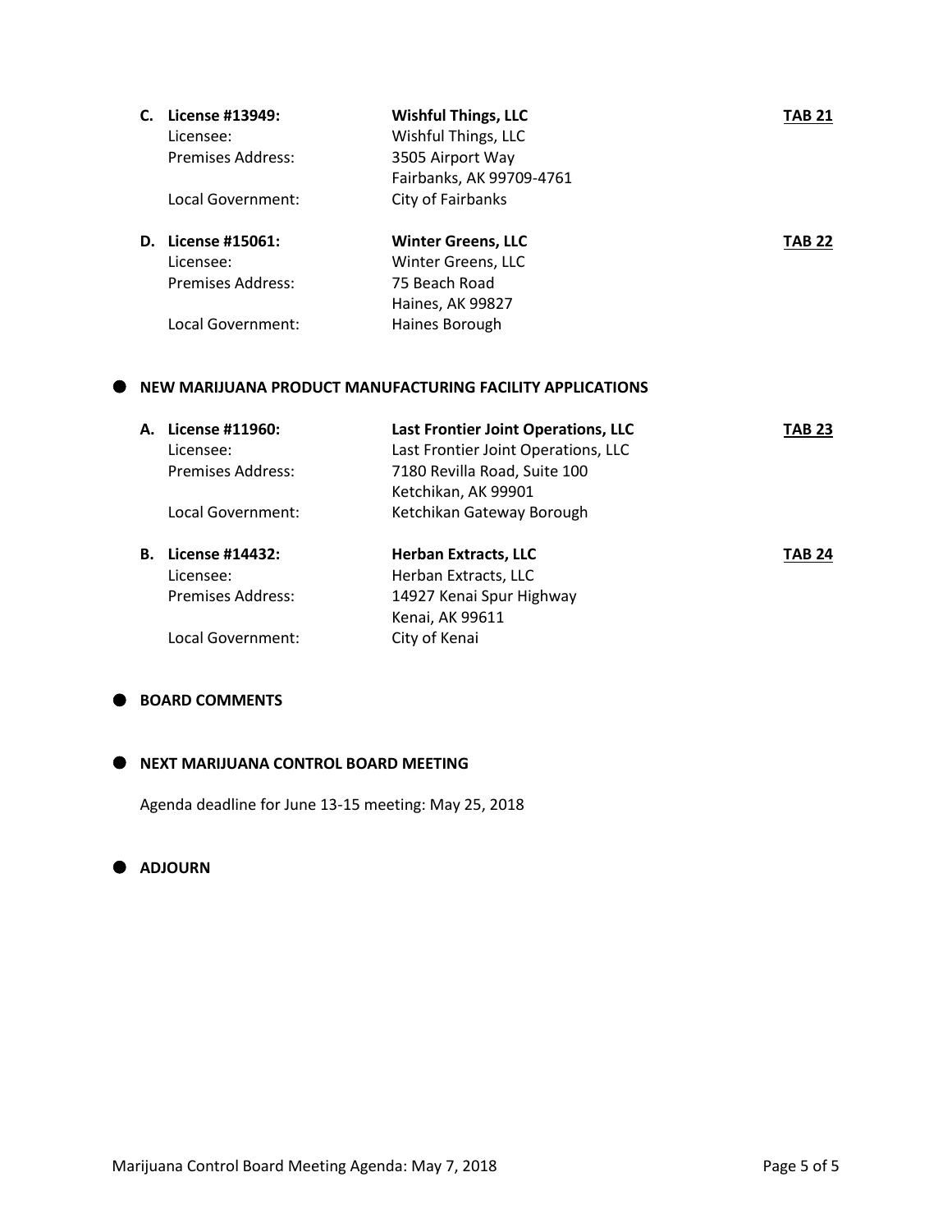**C. License #13949:** **Wishful Things, LLC** **TAB 21**

Licensee: Wishful Things, LLC

Premises Address: 3505 Airport Way
Fairbanks, AK 99709-4761

Local Government: City of Fairbanks

**D. License #15061:** **Winter Greens, LLC** **TAB 22**

Licensee: Winter Greens, LLC

Premises Address: 75 Beach Road
Haines, AK 99827

Local Government: Haines Borough

## NEW MARIJUANA PRODUCT MANUFACTURING FACILITY APPLICATIONS

**A. License #11960:** **Last Frontier Joint Operations, LLC** **TAB 23**

Licensee: Last Frontier Joint Operations, LLC

Premises Address: 7180 Revilla Road, Suite 100
Ketchikan, AK 99901

Local Government: Ketchikan Gateway Borough

**B. License #14432:** **Herban Extracts, LLC** **TAB 24**

Licensee: Herban Extracts, LLC

Premises Address: 14927 Kenai Spur Highway
Kenai, AK 99611

Local Government: City of Kenai

## BOARD COMMENTS

## NEXT MARIJUANA CONTROL BOARD MEETING

Agenda deadline for June 13-15 meeting: May 25, 2018

## ADJOURN